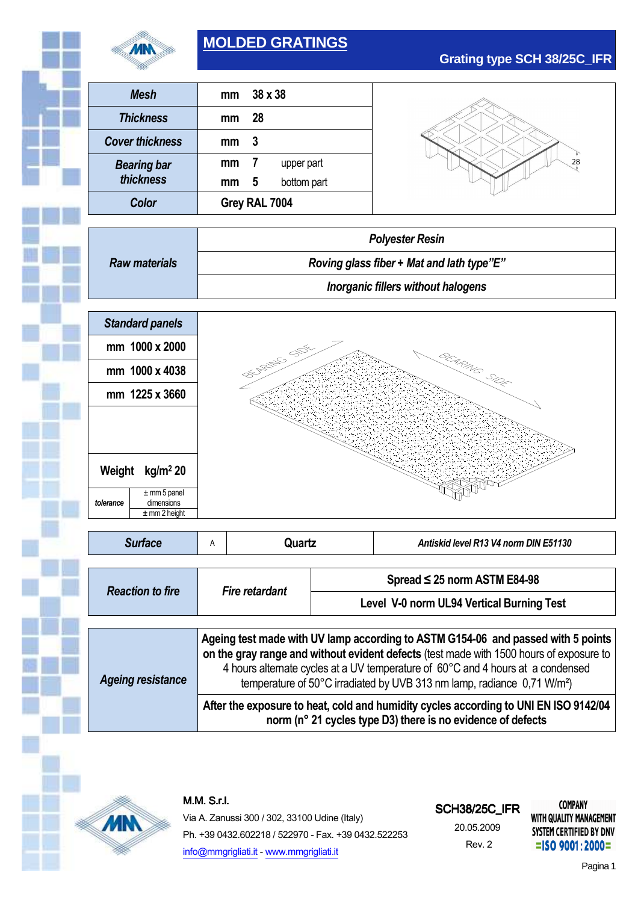# MOLDED GRATINGS

## Grating type SCH 38/25C_IFR

| | | |
|---|---|---|
| *Mesh* | mm 38 x 38 | |
| *Thickness* | mm 28 | |
| *Cover thickness* | mm 3 | |
| *Bearing bar thickness* | mm 7 upper part | |
| | mm 5 bottom part | |
| *Color* | Grey RAL 7004 | |

| | |
|---|---|
| *Raw materials* | *Polyester Resin* |
| | *Roving glass fiber + Mat and lath type"E"* |
| | *Inorganic fillers without halogens* |

| *Standard panels* | |
|---|---|
| mm 1000 x 2000 | |
| mm 1000 x 4038 | |
| mm 1225 x 3660 | |
| Weight kg/m² 20 | |
| *tolerance* | ± mm 5 panel dimensions |
| | ± mm 2 height |

BEARING SIDE — BEARING SIDE

| | | | |
|---|---|---|---|
| *Surface* | A | Quartz | *Antiskid level R13 V4 norm DIN E51130* |

| | | |
|---|---|---|
| *Reaction to fire* | *Fire retardant* | Spread ≤ 25 norm ASTM E84-98 |
| | | Level V-0 norm UL94 Vertical Burning Test |

| | |
|---|---|
| *Ageing resistance* | **Ageing test made with UV lamp according to ASTM G154-06 and passed with 5 points on the gray range and without evident defects** (test made with 1500 hours of exposure to 4 hours alternate cycles at a UV temperature of 60°C and 4 hours at a condensed temperature of 50°C irradiated by UVB 313 nm lamp, radiance 0,71 W/m²) |
| | **After the exposure to heat, cold and humidity cycles according to UNI EN ISO 9142/04 norm (n° 21 cycles type D3) there is no evidence of defects** |

**M.M. S.r.l.**
Via A. Zanussi 300 / 302, 33100 Udine (Italy)
Ph. +39 0432.602218 / 522970 - Fax. +39 0432.522253
info@mmgrigliati.it - www.mmgrigliati.it

SCH38/25C_IFR
20.05.2009
Rev. 2

COMPANY WITH QUALITY MANAGEMENT SYSTEM CERTIFIED BY DNV
=ISO 9001:2000=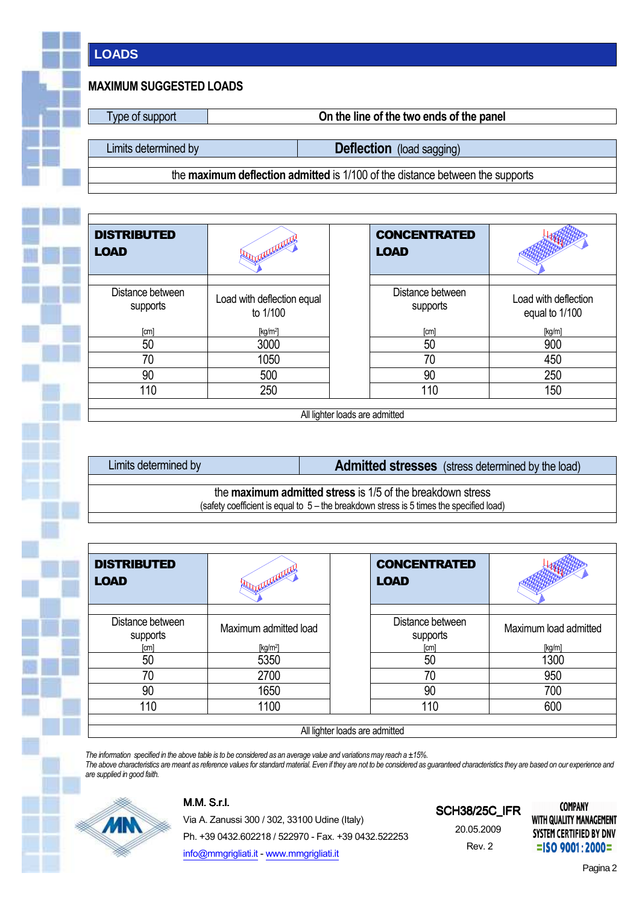## LOADS

### MAXIMUM SUGGESTED LOADS

| Type of support | On the line of the two ends of the panel |
|---|---|

| Limits determined by | **Deflection** (load sagging) |
|---|---|
| the **maximum deflection admitted** is 1/100 of the distance between the supports | |

| **DISTRIBUTED LOAD** | | | **CONCENTRATED LOAD** | |
|---|---|---|---|---|
| Distance between supports [cm] | Load with deflection equal to 1/100 [kg/m²] | | Distance between supports [cm] | Load with deflection equal to 1/100 [kg/m] |
| 50 | 3000 | | 50 | 900 |
| 70 | 1050 | | 70 | 450 |
| 90 | 500 | | 90 | 250 |
| 110 | 250 | | 110 | 150 |

All lighter loads are admitted

| Limits determined by | **Admitted stresses** (stress determined by the load) |
|---|---|
| the **maximum admitted stress** is 1/5 of the breakdown stress (safety coefficient is equal to 5 – the breakdown stress is 5 times the specified load) | |

| **DISTRIBUTED LOAD** | | | **CONCENTRATED LOAD** | |
|---|---|---|---|---|
| Distance between supports [cm] | Maximum admitted load [kg/m²] | | Distance between supports [cm] | Maximum load admitted [kg/m] |
| 50 | 5350 | | 50 | 1300 |
| 70 | 2700 | | 70 | 950 |
| 90 | 1650 | | 90 | 700 |
| 110 | 1100 | | 110 | 600 |

All lighter loads are admitted

*The information specified in the above table is to be considered as an average value and variations may reach a ±15%.*
*The above characteristics are meant as reference values for standard material. Even if they are not to be considered as guaranteed characteristics they are based on our experience and are supplied in good faith.*

**M.M. S.r.l.**
Via A. Zanussi 300 / 302, 33100 Udine (Italy)
Ph. +39 0432.602218 / 522970 - Fax. +39 0432.522253
info@mmgrigliati.it - www.mmgrigliati.it

SCH38/25C_IFR
20.05.2009
Rev. 2

COMPANY WITH QUALITY MANAGEMENT SYSTEM CERTIFIED BY DNV
=ISO 9001:2000=